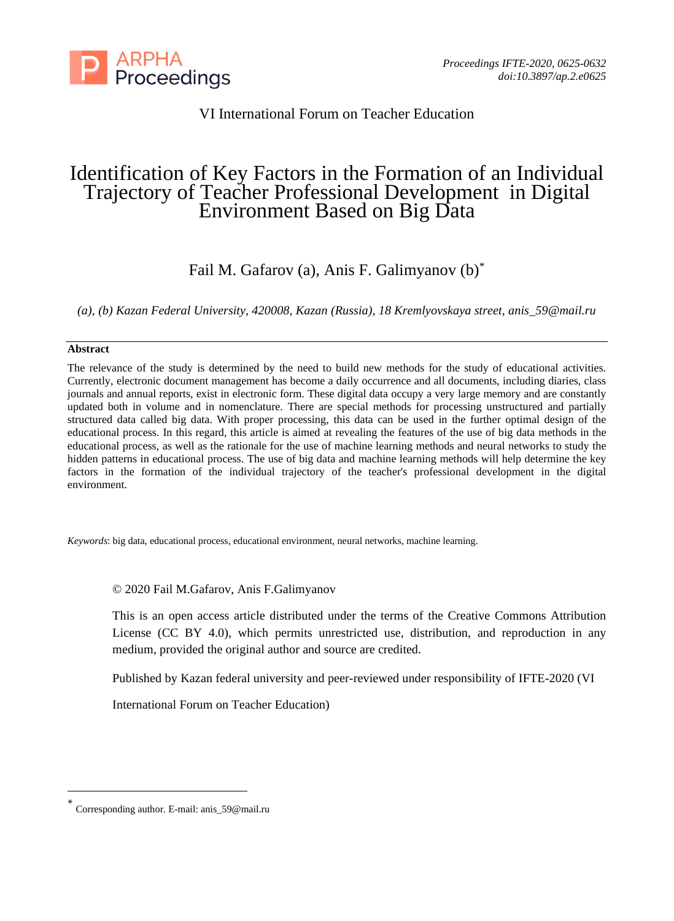VI International Forum on Teacher Education

# Identification of Key Factors in the Formation of an Individual Trajectory of Teacher Professional Development in Digital Environment Based on Big Data

Fail M. Gafarov (a), Anis F. Galimyanov (b)*

*(a), (b) Kazan Federal University, 420008, Kazan (Russia), 18 Kremlyovskaya street, anis_59@mail.ru*

**Abstract**

The relevance of the study is determined by the need to build new methods for the study of educational activities. Currently, electronic document management has become a daily occurrence and all documents, including diaries, class journals and annual reports, exist in electronic form. These digital data occupy a very large memory and are constantly updated both in volume and in nomenclature. There are special methods for processing unstructured and partially structured data called big data. With proper processing, this data can be used in the further optimal design of the educational process. In this regard, this article is aimed at revealing the features of the use of big data methods in the educational process, as well as the rationale for the use of machine learning methods and neural networks to study the hidden patterns in educational process. The use of big data and machine learning methods will help determine the key factors in the formation of the individual trajectory of the teacher's professional development in the digital environment.

*Keywords*: big data, educational process, educational environment, neural networks, machine learning.

© 2020 Fail M.Gafarov, Anis F.Galimyanov

This is an open access article distributed under the terms of the Creative Commons Attribution License (CC BY 4.0), which permits unrestricted use, distribution, and reproduction in any medium, provided the original author and source are credited.

Published by Kazan federal university and peer-reviewed under responsibility of IFTE-2020 (VI International Forum on Teacher Education)

---

* Corresponding author. E-mail: anis_59@mail.ru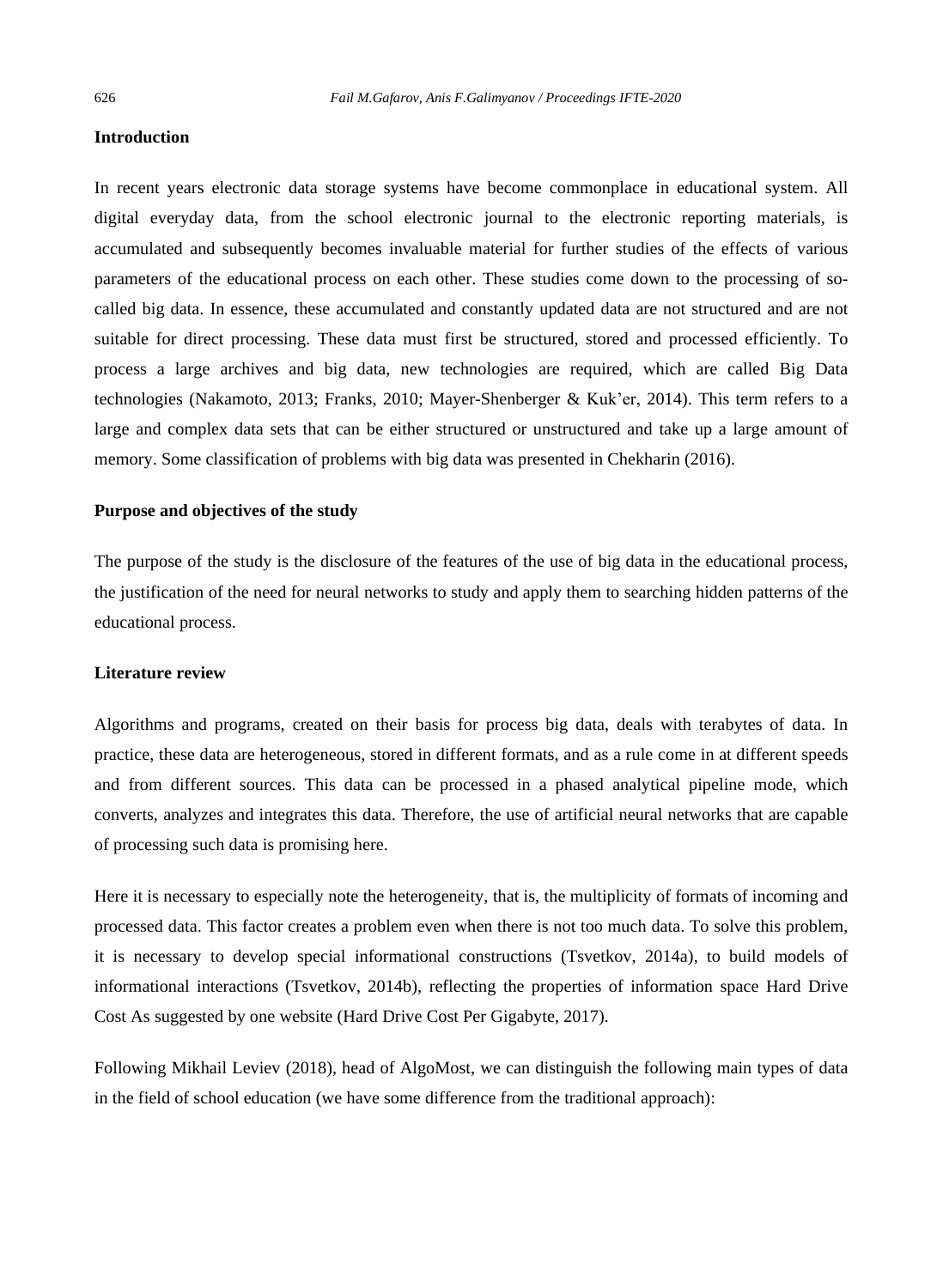## Introduction

In recent years electronic data storage systems have become commonplace in educational system. All digital everyday data, from the school electronic journal to the electronic reporting materials, is accumulated and subsequently becomes invaluable material for further studies of the effects of various parameters of the educational process on each other. These studies come down to the processing of so-called big data. In essence, these accumulated and constantly updated data are not structured and are not suitable for direct processing. These data must first be structured, stored and processed efficiently. To process a large archives and big data, new technologies are required, which are called Big Data technologies (Nakamoto, 2013; Franks, 2010; Mayer-Shenberger & Kuk'er, 2014). This term refers to a large and complex data sets that can be either structured or unstructured and take up a large amount of memory. Some classification of problems with big data was presented in Chekharin (2016).

## Purpose and objectives of the study

The purpose of the study is the disclosure of the features of the use of big data in the educational process, the justification of the need for neural networks to study and apply them to searching hidden patterns of the educational process.

## Literature review

Algorithms and programs, created on their basis for process big data, deals with terabytes of data. In practice, these data are heterogeneous, stored in different formats, and as a rule come in at different speeds and from different sources. This data can be processed in a phased analytical pipeline mode, which converts, analyzes and integrates this data. Therefore, the use of artificial neural networks that are capable of processing such data is promising here.

Here it is necessary to especially note the heterogeneity, that is, the multiplicity of formats of incoming and processed data. This factor creates a problem even when there is not too much data. To solve this problem, it is necessary to develop special informational constructions (Tsvetkov, 2014a), to build models of informational interactions (Tsvetkov, 2014b), reflecting the properties of information space Hard Drive Cost As suggested by one website (Hard Drive Cost Per Gigabyte, 2017).

Following Mikhail Leviev (2018), head of AlgoMost, we can distinguish the following main types of data in the field of school education (we have some difference from the traditional approach):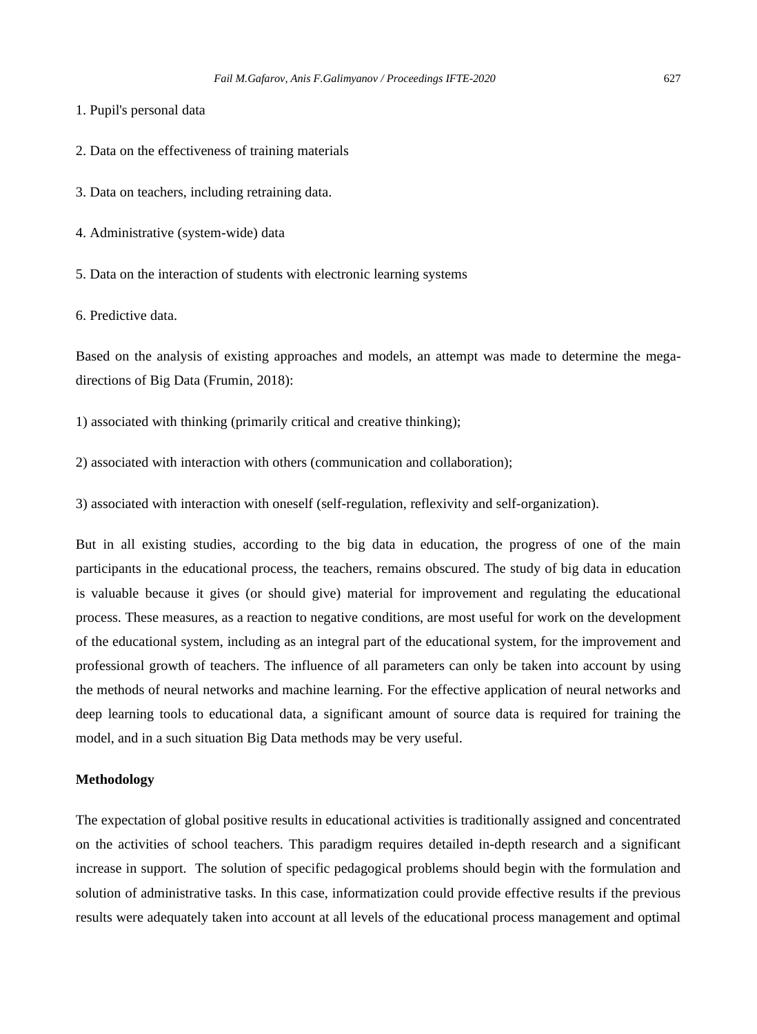1. Pupil's personal data

2. Data on the effectiveness of training materials

3. Data on teachers, including retraining data.

4. Administrative (system-wide) data

5. Data on the interaction of students with electronic learning systems

6. Predictive data.

Based on the analysis of existing approaches and models, an attempt was made to determine the mega-directions of Big Data (Frumin, 2018):

1) associated with thinking (primarily critical and creative thinking);

2) associated with interaction with others (communication and collaboration);

3) associated with interaction with oneself (self-regulation, reflexivity and self-organization).

But in all existing studies, according to the big data in education, the progress of one of the main participants in the educational process, the teachers, remains obscured. The study of big data in education is valuable because it gives (or should give) material for improvement and regulating the educational process. These measures, as a reaction to negative conditions, are most useful for work on the development of the educational system, including as an integral part of the educational system, for the improvement and professional growth of teachers. The influence of all parameters can only be taken into account by using the methods of neural networks and machine learning. For the effective application of neural networks and deep learning tools to educational data, a significant amount of source data is required for training the model, and in a such situation Big Data methods may be very useful.

**Methodology**

The expectation of global positive results in educational activities is traditionally assigned and concentrated on the activities of school teachers. This paradigm requires detailed in-depth research and a significant increase in support. The solution of specific pedagogical problems should begin with the formulation and solution of administrative tasks. In this case, informatization could provide effective results if the previous results were adequately taken into account at all levels of the educational process management and optimal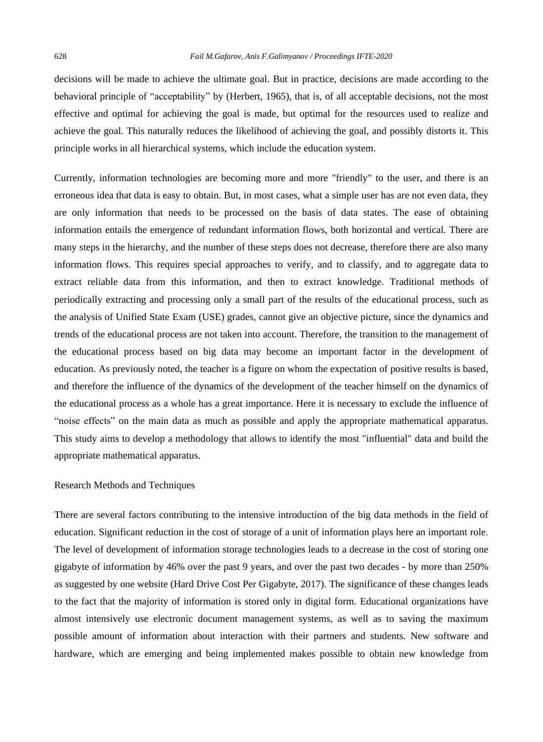decisions will be made to achieve the ultimate goal. But in practice, decisions are made according to the behavioral principle of “acceptability” by (Herbert, 1965), that is, of all acceptable decisions, not the most effective and optimal for achieving the goal is made, but optimal for the resources used to realize and achieve the goal. This naturally reduces the likelihood of achieving the goal, and possibly distorts it. This principle works in all hierarchical systems, which include the education system.

Currently, information technologies are becoming more and more "friendly" to the user, and there is an erroneous idea that data is easy to obtain. But, in most cases, what a simple user has are not even data, they are only information that needs to be processed on the basis of data states. The ease of obtaining information entails the emergence of redundant information flows, both horizontal and vertical. There are many steps in the hierarchy, and the number of these steps does not decrease, therefore there are also many information flows. This requires special approaches to verify, and to classify, and to aggregate data to extract reliable data from this information, and then to extract knowledge. Traditional methods of periodically extracting and processing only a small part of the results of the educational process, such as the analysis of Unified State Exam (USE) grades, cannot give an objective picture, since the dynamics and trends of the educational process are not taken into account. Therefore, the transition to the management of the educational process based on big data may become an important factor in the development of education. As previously noted, the teacher is a figure on whom the expectation of positive results is based, and therefore the influence of the dynamics of the development of the teacher himself on the dynamics of the educational process as a whole has a great importance. Here it is necessary to exclude the influence of “noise effects” on the main data as much as possible and apply the appropriate mathematical apparatus. This study aims to develop a methodology that allows to identify the most "influential" data and build the appropriate mathematical apparatus.

## Research Methods and Techniques

There are several factors contributing to the intensive introduction of the big data methods in the field of education. Significant reduction in the cost of storage of a unit of information plays here an important role. The level of development of information storage technologies leads to a decrease in the cost of storing one gigabyte of information by 46% over the past 9 years, and over the past two decades - by more than 250% as suggested by one website (Hard Drive Cost Per Gigabyte, 2017). The significance of these changes leads to the fact that the majority of information is stored only in digital form. Educational organizations have almost intensively use electronic document management systems, as well as to saving the maximum possible amount of information about interaction with their partners and students. New software and hardware, which are emerging and being implemented makes possible to obtain new knowledge from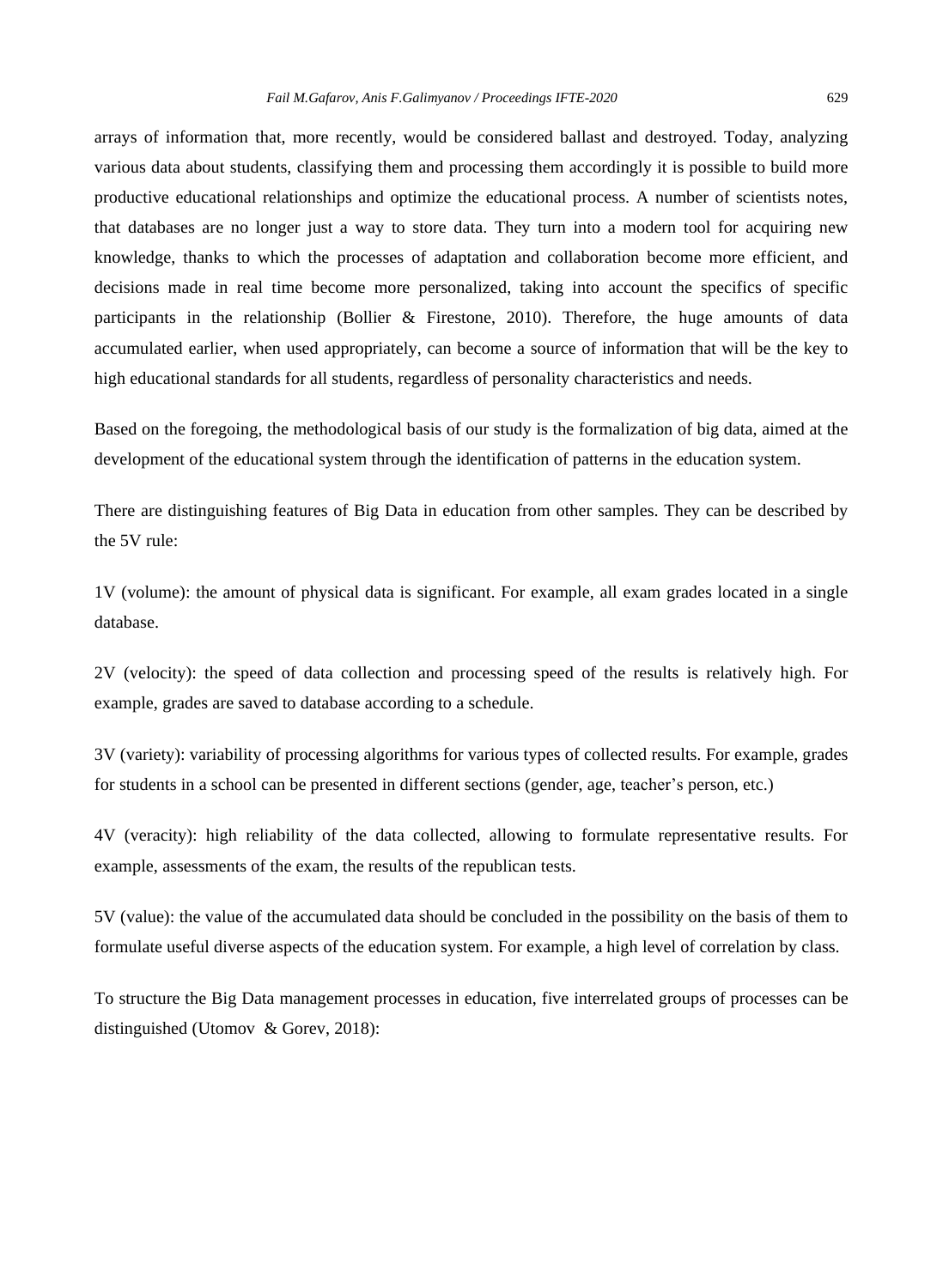arrays of information that, more recently, would be considered ballast and destroyed. Today, analyzing various data about students, classifying them and processing them accordingly it is possible to build more productive educational relationships and optimize the educational process. A number of scientists notes, that databases are no longer just a way to store data. They turn into a modern tool for acquiring new knowledge, thanks to which the processes of adaptation and collaboration become more efficient, and decisions made in real time become more personalized, taking into account the specifics of specific participants in the relationship (Bollier & Firestone, 2010). Therefore, the huge amounts of data accumulated earlier, when used appropriately, can become a source of information that will be the key to high educational standards for all students, regardless of personality characteristics and needs.

Based on the foregoing, the methodological basis of our study is the formalization of big data, aimed at the development of the educational system through the identification of patterns in the education system.

There are distinguishing features of Big Data in education from other samples. They can be described by the 5V rule:

1V (volume): the amount of physical data is significant. For example, all exam grades located in a single database.

2V (velocity): the speed of data collection and processing speed of the results is relatively high. For example, grades are saved to database according to a schedule.

3V (variety): variability of processing algorithms for various types of collected results. For example, grades for students in a school can be presented in different sections (gender, age, teacher's person, etc.)

4V (veracity): high reliability of the data collected, allowing to formulate representative results. For example, assessments of the exam, the results of the republican tests.

5V (value): the value of the accumulated data should be concluded in the possibility on the basis of them to formulate useful diverse aspects of the education system. For example, a high level of correlation by class.

To structure the Big Data management processes in education, five interrelated groups of processes can be distinguished (Utomov & Gorev, 2018):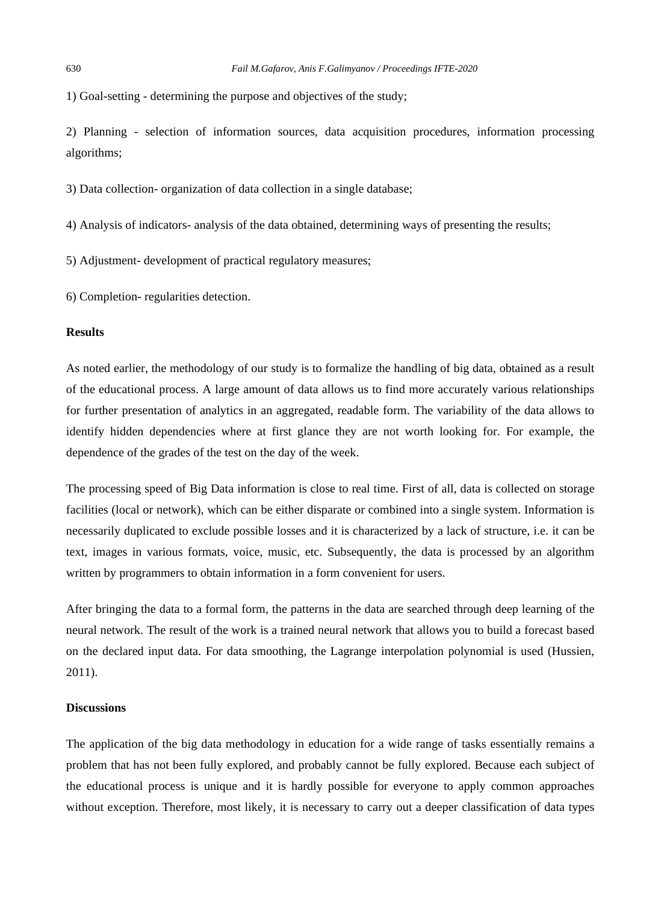1) Goal-setting - determining the purpose and objectives of the study;

2) Planning - selection of information sources, data acquisition procedures, information processing algorithms;

3) Data collection- organization of data collection in a single database;

4) Analysis of indicators- analysis of the data obtained, determining ways of presenting the results;

5) Adjustment- development of practical regulatory measures;

6) Completion- regularities detection.

**Results**

As noted earlier, the methodology of our study is to formalize the handling of big data, obtained as a result of the educational process. A large amount of data allows us to find more accurately various relationships for further presentation of analytics in an aggregated, readable form. The variability of the data allows to identify hidden dependencies where at first glance they are not worth looking for. For example, the dependence of the grades of the test on the day of the week.

The processing speed of Big Data information is close to real time. First of all, data is collected on storage facilities (local or network), which can be either disparate or combined into a single system. Information is necessarily duplicated to exclude possible losses and it is characterized by a lack of structure, i.e. it can be text, images in various formats, voice, music, etc. Subsequently, the data is processed by an algorithm written by programmers to obtain information in a form convenient for users.

After bringing the data to a formal form, the patterns in the data are searched through deep learning of the neural network. The result of the work is a trained neural network that allows you to build a forecast based on the declared input data. For data smoothing, the Lagrange interpolation polynomial is used (Hussien, 2011).

**Discussions**

The application of the big data methodology in education for a wide range of tasks essentially remains a problem that has not been fully explored, and probably cannot be fully explored. Because each subject of the educational process is unique and it is hardly possible for everyone to apply common approaches without exception. Therefore, most likely, it is necessary to carry out a deeper classification of data types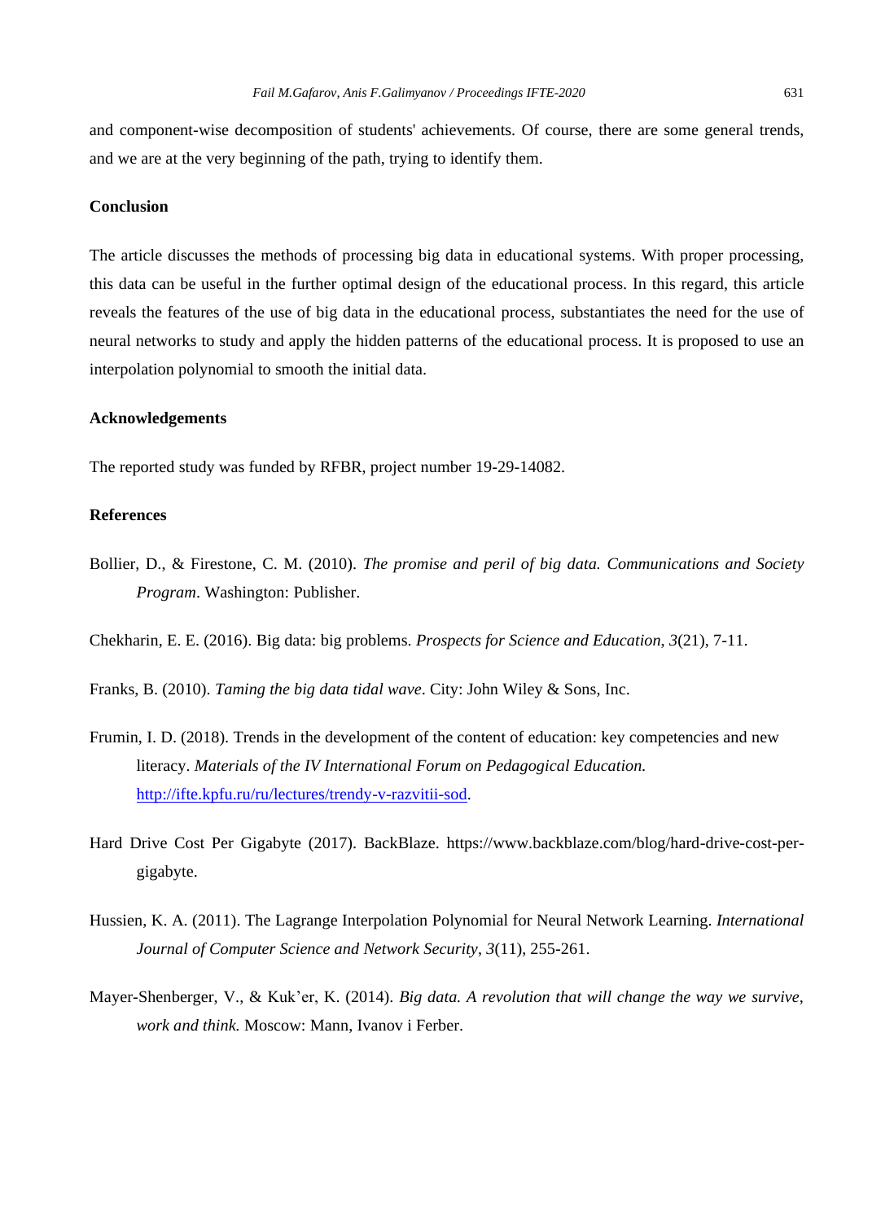and component-wise decomposition of students' achievements. Of course, there are some general trends, and we are at the very beginning of the path, trying to identify them.

## Conclusion

The article discusses the methods of processing big data in educational systems. With proper processing, this data can be useful in the further optimal design of the educational process. In this regard, this article reveals the features of the use of big data in the educational process, substantiates the need for the use of neural networks to study and apply the hidden patterns of the educational process. It is proposed to use an interpolation polynomial to smooth the initial data.

## Acknowledgements

The reported study was funded by RFBR, project number 19-29-14082.

## References

Bollier, D., & Firestone, C. M. (2010). *The promise and peril of big data. Communications and Society Program*. Washington: Publisher.

Chekharin, E. E. (2016). Big data: big problems. *Prospects for Science and Education, 3*(21), 7-11.

Franks, B. (2010). *Taming the big data tidal wave*. City: John Wiley & Sons, Inc.

Frumin, I. D. (2018). Trends in the development of the content of education: key competencies and new literacy. *Materials of the IV International Forum on Pedagogical Education.* http://ifte.kpfu.ru/ru/lectures/trendy-v-razvitii-sod.

Hard Drive Cost Per Gigabyte (2017). BackBlaze. https://www.backblaze.com/blog/hard-drive-cost-per-gigabyte.

Hussien, K. A. (2011). The Lagrange Interpolation Polynomial for Neural Network Learning. *International Journal of Computer Science and Network Security, 3*(11), 255-261.

Mayer-Shenberger, V., & Kuk'er, K. (2014). *Big data. A revolution that will change the way we survive, work and think.* Moscow: Mann, Ivanov i Ferber.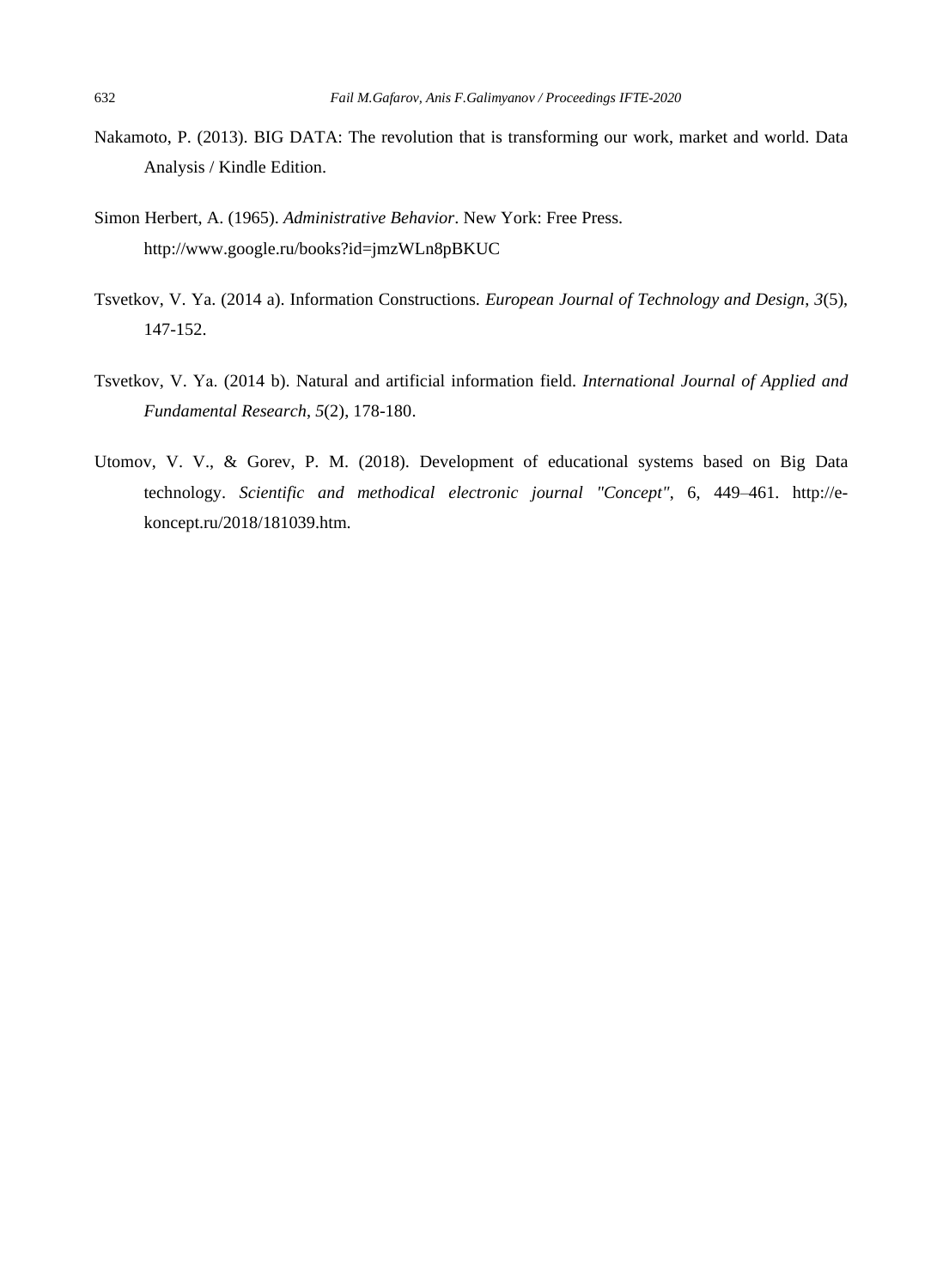Nakamoto, P. (2013). BIG DATA: The revolution that is transforming our work, market and world. Data Analysis / Kindle Edition.

Simon Herbert, A. (1965). *Administrative Behavior*. New York: Free Press. http://www.google.ru/books?id=jmzWLn8pBKUC

Tsvetkov, V. Ya. (2014 a). Information Constructions. *European Journal of Technology and Design*, *3*(5), 147-152.

Tsvetkov, V. Ya. (2014 b). Natural and artificial information field. *International Journal of Applied and Fundamental Research*, *5*(2), 178-180.

Utomov, V. V., & Gorev, P. M. (2018). Development of educational systems based on Big Data technology. *Scientific and methodical electronic journal "Concept"*, 6, 449–461. http://e-koncept.ru/2018/181039.htm.